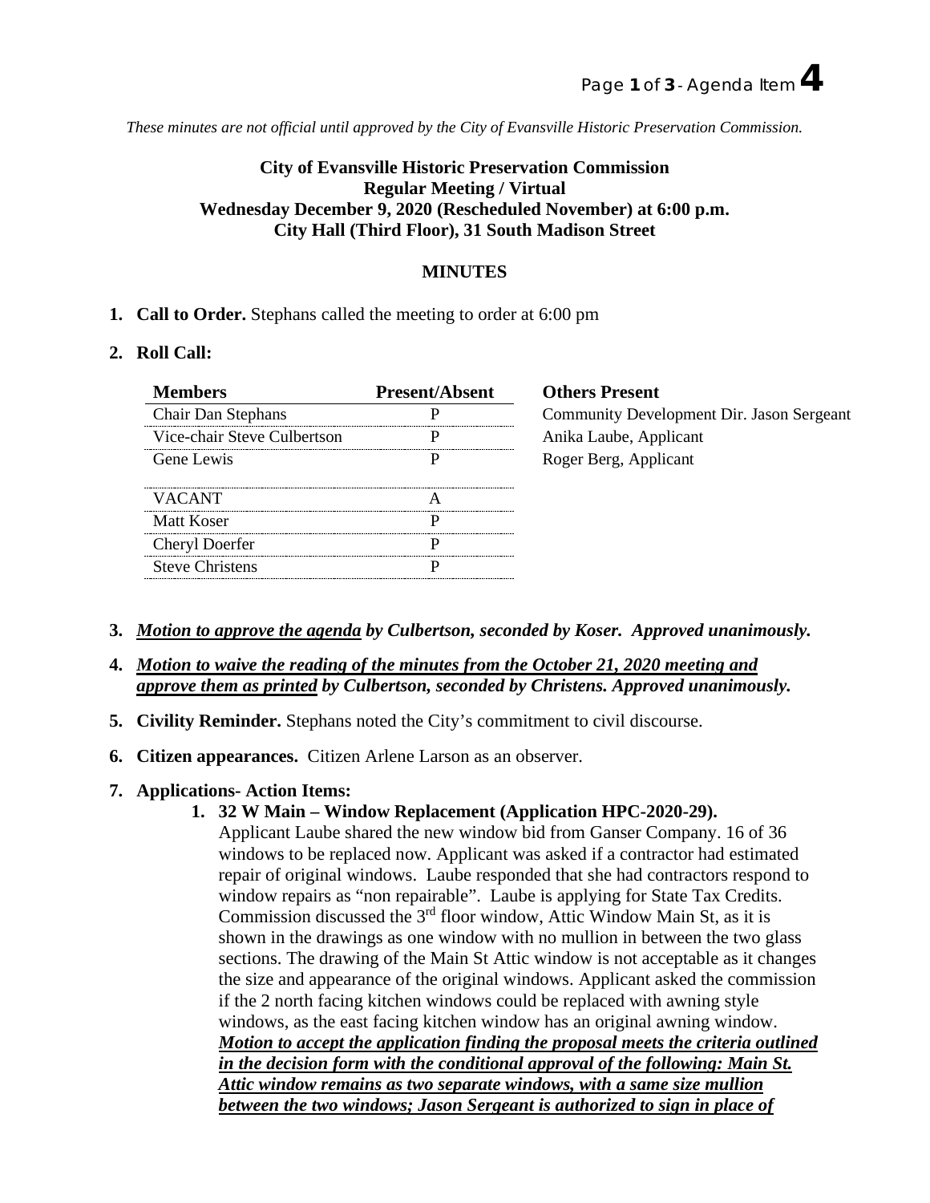*These minutes are not official until approved by the City of Evansville Historic Preservation Commission.*

**City of Evansville Historic Preservation Commission**
**Regular Meeting / Virtual**
**Wednesday December 9, 2020 (Rescheduled November) at 6:00 p.m.**
**City Hall (Third Floor), 31 South Madison Street**

## MINUTES

1. **Call to Order.** Stephans called the meeting to order at 6:00 pm

2. **Roll Call:**

| Members | Present/Absent |
|---|---|
| Chair Dan Stephans | P |
| Vice-chair Steve Culbertson | P |
| Gene Lewis | P |
| VACANT | A |
| Matt Koser | P |
| Cheryl Doerfer | P |
| Steve Christens | P |

**Others Present**
Community Development Dir. Jason Sergeant
Anika Laube, Applicant
Roger Berg, Applicant

3. ***Motion to approve the agenda by Culbertson, seconded by Koser. Approved unanimously.***

4. ***Motion to waive the reading of the minutes from the October 21, 2020 meeting and approve them as printed by Culbertson, seconded by Christens. Approved unanimously.***

5. **Civility Reminder.** Stephans noted the City's commitment to civil discourse.

6. **Citizen appearances.** Citizen Arlene Larson as an observer.

7. **Applications- Action Items:**
   1. **32 W Main – Window Replacement (Application HPC-2020-29).**
   Applicant Laube shared the new window bid from Ganser Company. 16 of 36 windows to be replaced now. Applicant was asked if a contractor had estimated repair of original windows. Laube responded that she had contractors respond to window repairs as "non repairable". Laube is applying for State Tax Credits. Commission discussed the 3rd floor window, Attic Window Main St, as it is shown in the drawings as one window with no mullion in between the two glass sections. The drawing of the Main St Attic window is not acceptable as it changes the size and appearance of the original windows. Applicant asked the commission if the 2 north facing kitchen windows could be replaced with awning style windows, as the east facing kitchen window has an original awning window.
   ***Motion to accept the application finding the proposal meets the criteria outlined in the decision form with the conditional approval of the following: Main St. Attic window remains as two separate windows, with a same size mullion between the two windows; Jason Sergeant is authorized to sign in place of***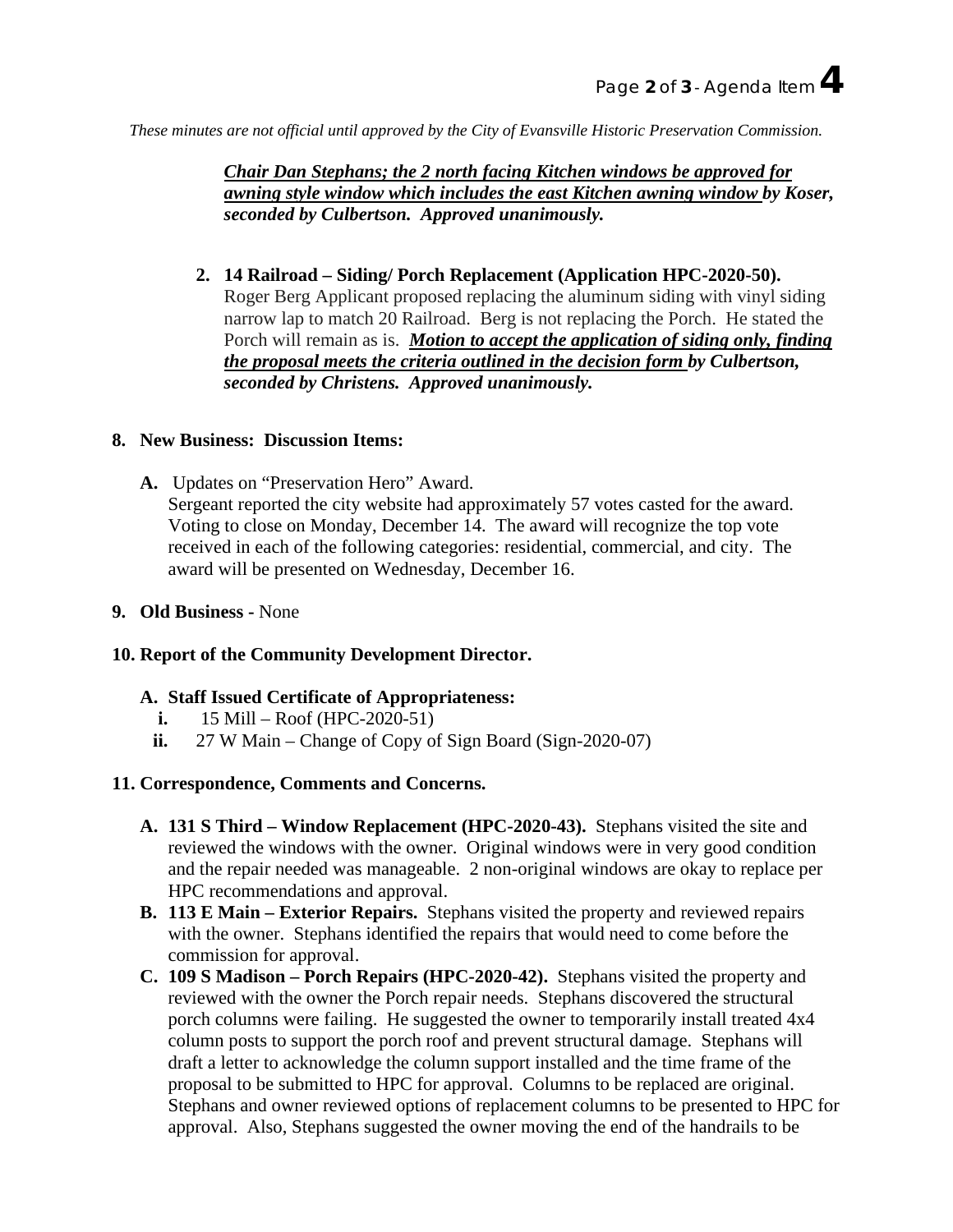*These minutes are not official until approved by the City of Evansville Historic Preservation Commission.*

***Chair Dan Stephans; the 2 north facing Kitchen windows be approved for awning style window which includes the east Kitchen awning window by Koser, seconded by Culbertson. Approved unanimously.***

2. **14 Railroad – Siding/ Porch Replacement (Application HPC-2020-50).** Roger Berg Applicant proposed replacing the aluminum siding with vinyl siding narrow lap to match 20 Railroad. Berg is not replacing the Porch. He stated the Porch will remain as is. ***Motion to accept the application of siding only, finding the proposal meets the criteria outlined in the decision form by Culbertson, seconded by Christens. Approved unanimously.***

**8. New Business: Discussion Items:**

A. Updates on "Preservation Hero" Award.
Sergeant reported the city website had approximately 57 votes casted for the award. Voting to close on Monday, December 14. The award will recognize the top vote received in each of the following categories: residential, commercial, and city. The award will be presented on Wednesday, December 16.

**9. Old Business -** None

**10. Report of the Community Development Director.**

**A. Staff Issued Certificate of Appropriateness:**

i. 15 Mill – Roof (HPC-2020-51)
ii. 27 W Main – Change of Copy of Sign Board (Sign-2020-07)

**11. Correspondence, Comments and Concerns.**

A. **131 S Third – Window Replacement (HPC-2020-43).** Stephans visited the site and reviewed the windows with the owner. Original windows were in very good condition and the repair needed was manageable. 2 non-original windows are okay to replace per HPC recommendations and approval.
B. **113 E Main – Exterior Repairs.** Stephans visited the property and reviewed repairs with the owner. Stephans identified the repairs that would need to come before the commission for approval.
C. **109 S Madison – Porch Repairs (HPC-2020-42).** Stephans visited the property and reviewed with the owner the Porch repair needs. Stephans discovered the structural porch columns were failing. He suggested the owner to temporarily install treated 4x4 column posts to support the porch roof and prevent structural damage. Stephans will draft a letter to acknowledge the column support installed and the time frame of the proposal to be submitted to HPC for approval. Columns to be replaced are original. Stephans and owner reviewed options of replacement columns to be presented to HPC for approval. Also, Stephans suggested the owner moving the end of the handrails to be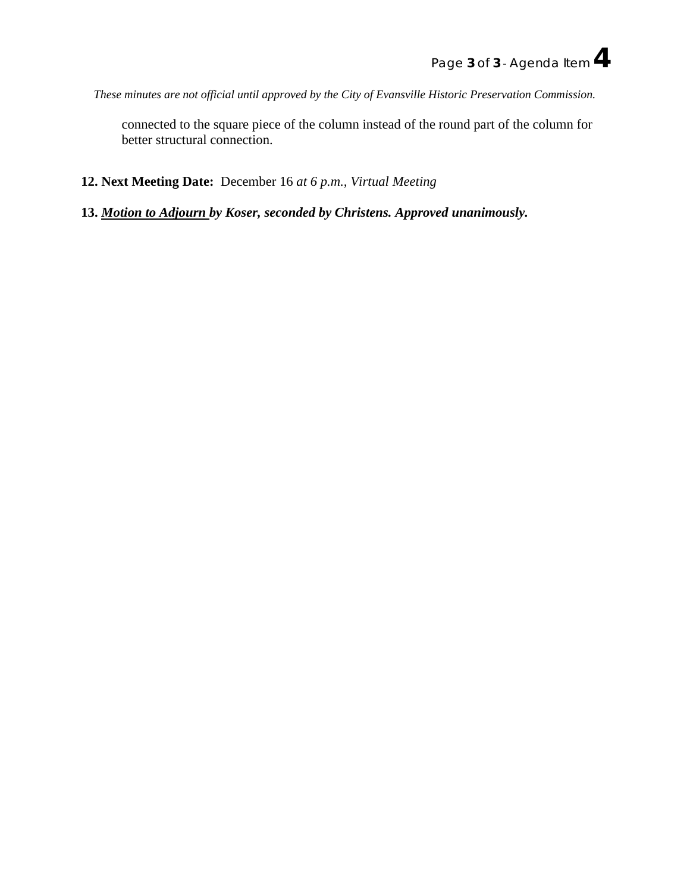*These minutes are not official until approved by the City of Evansville Historic Preservation Commission.*

connected to the square piece of the column instead of the round part of the column for better structural connection.

**12. Next Meeting Date:** December 16 *at 6 p.m., Virtual Meeting*

**13. *Motion to Adjourn by Koser, seconded by Christens. Approved unanimously.***